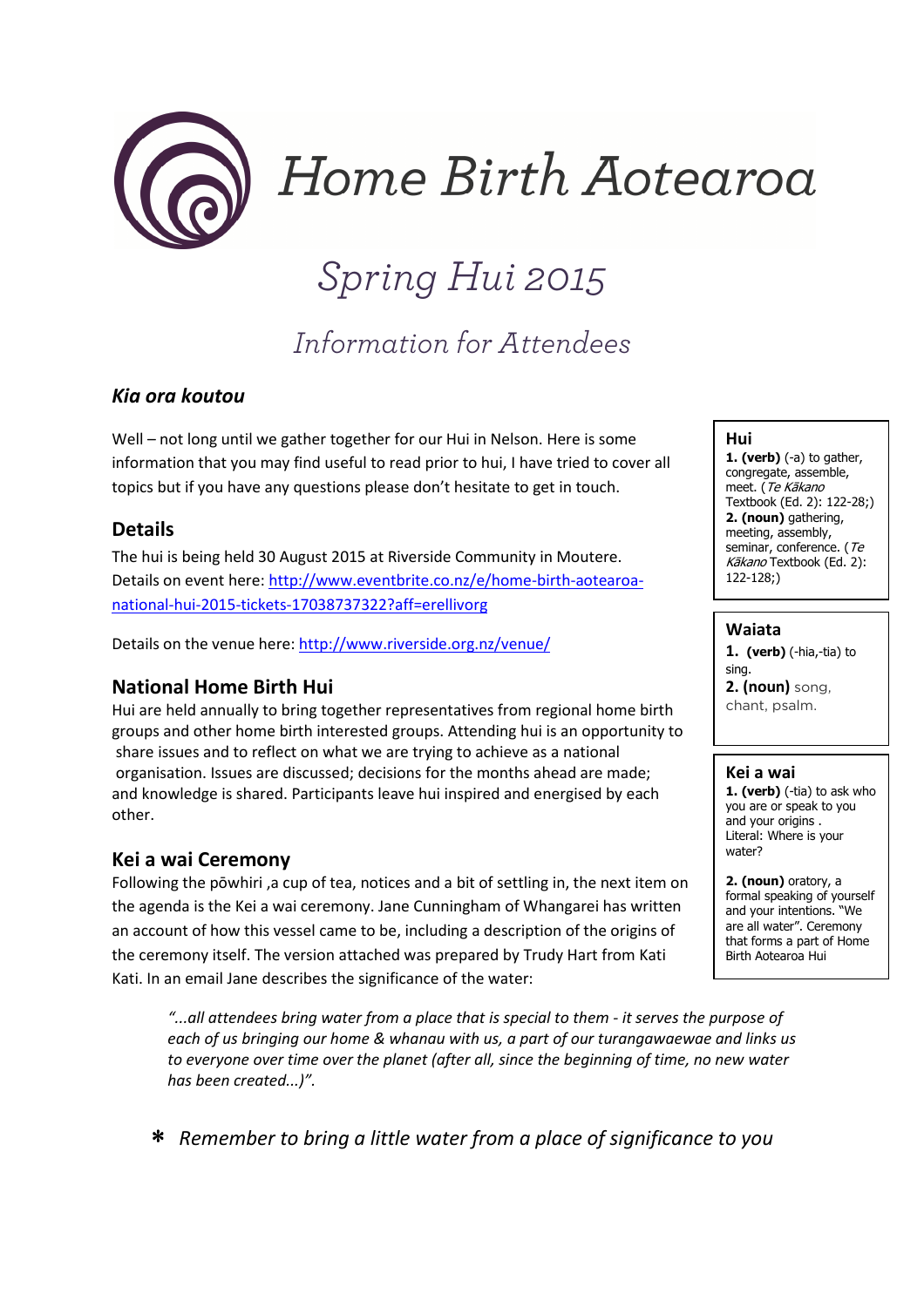# Home Birth Aotearoa

## Spring Hui 2015

### Information for Attendees

***Kia ora koutou***

Well – not long until we gather together for our Hui in Nelson. Here is some information that you may find useful to read prior to hui, I have tried to cover all topics but if you have any questions please don't hesitate to get in touch.

### Details

The hui is being held 30 August 2015 at Riverside Community in Moutere.
Details on event here: http://www.eventbrite.co.nz/e/home-birth-aotearoa-national-hui-2015-tickets-17038737322?aff=erellivorg

Details on the venue here: http://www.riverside.org.nz/venue/

### National Home Birth Hui

Hui are held annually to bring together representatives from regional home birth groups and other home birth interested groups. Attending hui is an opportunity to share issues and to reflect on what we are trying to achieve as a national organisation. Issues are discussed; decisions for the months ahead are made; and knowledge is shared. Participants leave hui inspired and energised by each other.

### Kei a wai Ceremony

Following the pōwhiri ,a cup of tea, notices and a bit of settling in, the next item on the agenda is the Kei a wai ceremony. Jane Cunningham of Whangarei has written an account of how this vessel came to be, including a description of the origins of the ceremony itself. The version attached was prepared by Trudy Hart from Kati Kati. In an email Jane describes the significance of the water:

> *"...all attendees bring water from a place that is special to them - it serves the purpose of each of us bringing our home & whanau with us, a part of our turangawaewae and links us to everyone over time over the planet (after all, since the beginning of time, no new water has been created...)".*

\* *Remember to bring a little water from a place of significance to you*

---

**Hui**
**1. (verb)** (-a) to gather, congregate, assemble, meet. (*Te Kākano* Textbook (Ed. 2): 122-28;)
**2. (noun)** gathering, meeting, assembly, seminar, conference. (*Te Kākano* Textbook (Ed. 2): 122-128;)

**Waiata**
**1. (verb)** (-hia,-tia) to sing.
**2. (noun)** song, chant, psalm.

**Kei a wai**
**1. (verb)** (-tia) to ask who you are or speak to you and your origins .
Literal: Where is your water?

**2. (noun)** oratory, a formal speaking of yourself and your intentions. "We are all water". Ceremony that forms a part of Home Birth Aotearoa Hui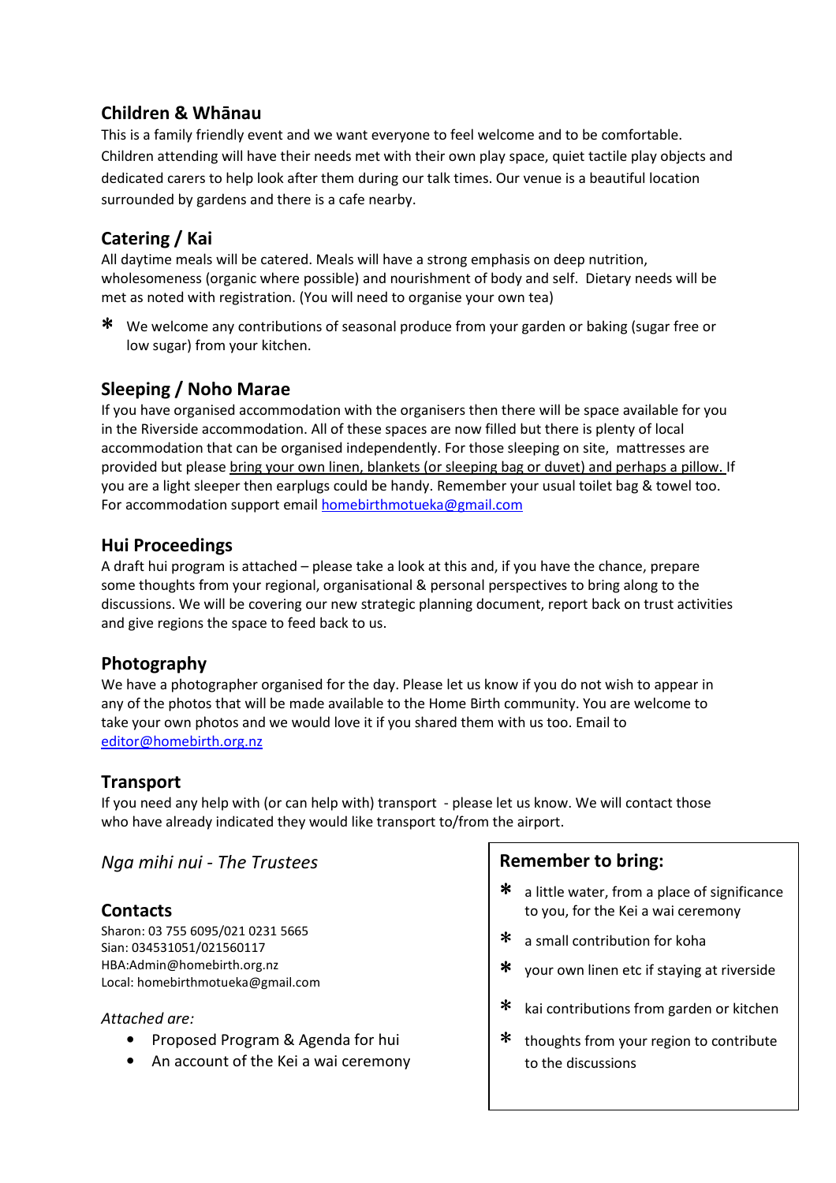## Children & Whānau

This is a family friendly event and we want everyone to feel welcome and to be comfortable. Children attending will have their needs met with their own play space, quiet tactile play objects and dedicated carers to help look after them during our talk times. Our venue is a beautiful location surrounded by gardens and there is a cafe nearby.

## Catering / Kai

All daytime meals will be catered. Meals will have a strong emphasis on deep nutrition, wholesomeness (organic where possible) and nourishment of body and self. Dietary needs will be met as noted with registration. (You will need to organise your own tea)

- We welcome any contributions of seasonal produce from your garden or baking (sugar free or low sugar) from your kitchen.

## Sleeping / Noho Marae

If you have organised accommodation with the organisers then there will be space available for you in the Riverside accommodation. All of these spaces are now filled but there is plenty of local accommodation that can be organised independently. For those sleeping on site, mattresses are provided but please <u>bring your own linen, blankets (or sleeping bag or duvet) and perhaps a pillow.</u> If you are a light sleeper then earplugs could be handy. Remember your usual toilet bag & towel too. For accommodation support email homebirthmotueka@gmail.com

## Hui Proceedings

A draft hui program is attached – please take a look at this and, if you have the chance, prepare some thoughts from your regional, organisational & personal perspectives to bring along to the discussions. We will be covering our new strategic planning document, report back on trust activities and give regions the space to feed back to us.

## Photography

We have a photographer organised for the day. Please let us know if you do not wish to appear in any of the photos that will be made available to the Home Birth community. You are welcome to take your own photos and we would love it if you shared them with us too. Email to editor@homebirth.org.nz

## Transport

If you need any help with (or can help with) transport - please let us know. We will contact those who have already indicated they would like transport to/from the airport.

*Nga mihi nui - The Trustees*

## Contacts

Sharon: 03 755 6095/021 0231 5665
Sian: 034531051/021560117
HBA:Admin@homebirth.org.nz
Local: homebirthmotueka@gmail.com

*Attached are:*

- Proposed Program & Agenda for hui
- An account of the Kei a wai ceremony

### Remember to bring:

- a little water, from a place of significance to you, for the Kei a wai ceremony
- a small contribution for koha
- your own linen etc if staying at riverside
- kai contributions from garden or kitchen
- thoughts from your region to contribute to the discussions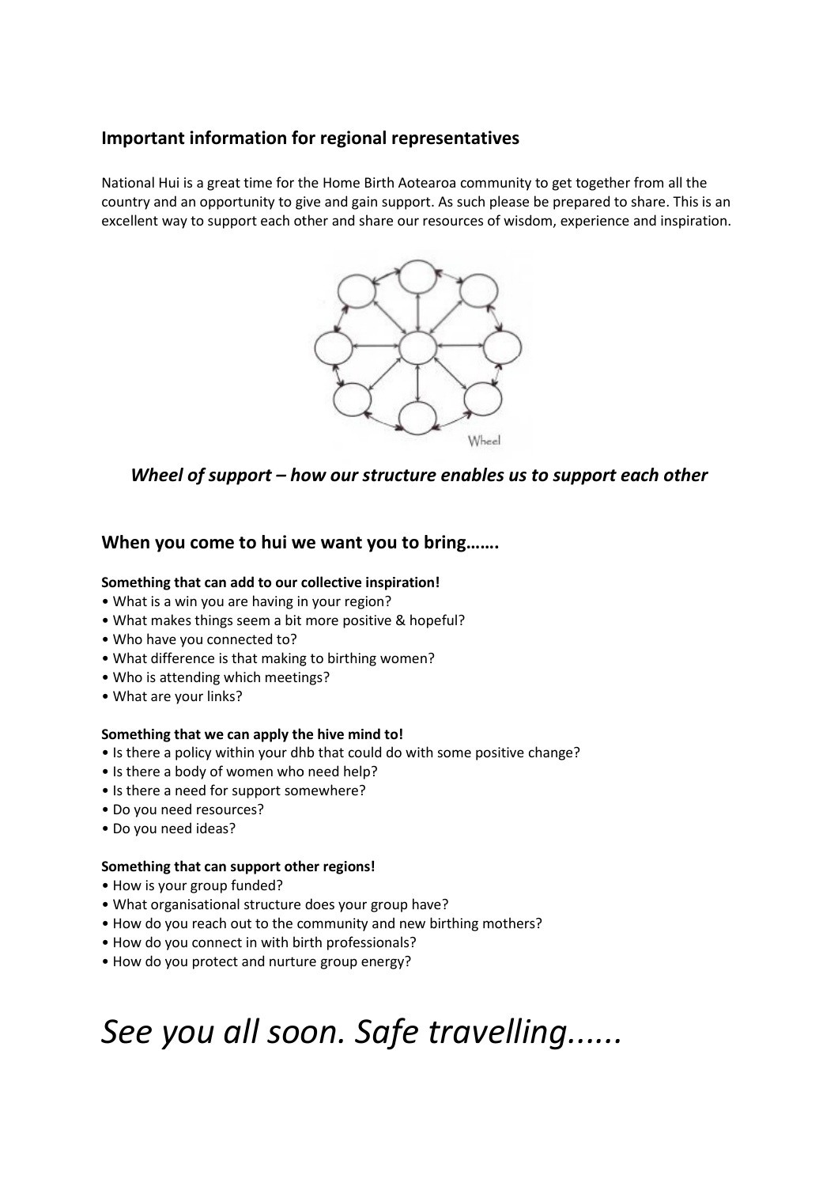## Important information for regional representatives

National Hui is a great time for the Home Birth Aotearoa community to get together from all the country and an opportunity to give and gain support. As such please be prepared to share. This is an excellent way to support each other and share our resources of wisdom, experience and inspiration.

Wheel

***Wheel of support – how our structure enables us to support each other***

## When you come to hui we want you to bring…….

**Something that can add to our collective inspiration!**

- What is a win you are having in your region?
- What makes things seem a bit more positive & hopeful?
- Who have you connected to?
- What difference is that making to birthing women?
- Who is attending which meetings?
- What are your links?

**Something that we can apply the hive mind to!**

- Is there a policy within your dhb that could do with some positive change?
- Is there a body of women who need help?
- Is there a need for support somewhere?
- Do you need resources?
- Do you need ideas?

**Something that can support other regions!**

- How is your group funded?
- What organisational structure does your group have?
- How do you reach out to the community and new birthing mothers?
- How do you connect in with birth professionals?
- How do you protect and nurture group energy?

# *See you all soon. Safe travelling......*